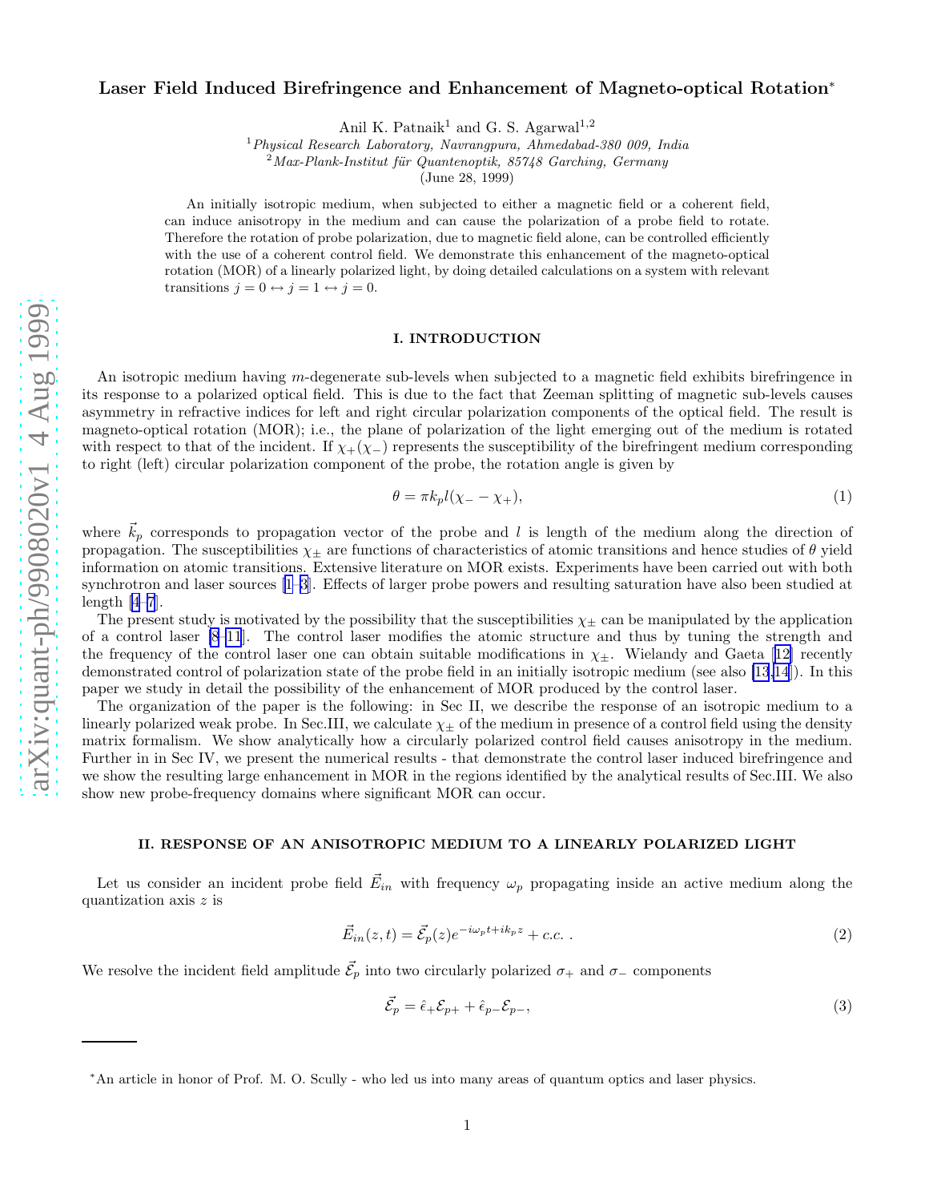# Laser Field Induced Birefringence and Enhancement of Magneto-optical Rotation*

Anil K. Patnaik[1] and G. S. Agarwal[1,2]

[1] *Physical Research Laboratory, Navrangpura, Ahmedabad-380 009, India*
[2] *Max-Plank-Institut für Quantenoptik, 85748 Garching, Germany*

(June 28, 1999)

An initially isotropic medium, when subjected to either a magnetic field or a coherent field, can induce anisotropy in the medium and can cause the polarization of a probe field to rotate. Therefore the rotation of probe polarization, due to magnetic field alone, can be controlled efficiently with the use of a coherent control field. We demonstrate this enhancement of the magneto-optical rotation (MOR) of a linearly polarized light, by doing detailed calculations on a system with relevant transitions $j = 0 \leftrightarrow j = 1 \leftrightarrow j = 0$.

## I. INTRODUCTION

An isotropic medium having $m$-degenerate sub-levels when subjected to a magnetic field exhibits birefringence in its response to a polarized optical field. This is due to the fact that Zeeman splitting of magnetic sub-levels causes asymmetry in refractive indices for left and right circular polarization components of the optical field. The result is magneto-optical rotation (MOR); i.e., the plane of polarization of the light emerging out of the medium is rotated with respect to that of the incident. If $\chi_+ (\chi_-)$ represents the susceptibility of the birefringent medium corresponding to right (left) circular polarization component of the probe, the rotation angle is given by

$$\theta = \pi k_p l (\chi_- - \chi_+), \tag{1}$$

where $\vec{k}_p$ corresponds to propagation vector of the probe and $l$ is length of the medium along the direction of propagation. The susceptibilities $\chi_\pm$ are functions of characteristics of atomic transitions and hence studies of $\theta$ yield information on atomic transitions. Extensive literature on MOR exists. Experiments have been carried out with both synchrotron and laser sources [1–3]. Effects of larger probe powers and resulting saturation have also been studied at length [4–7].

The present study is motivated by the possibility that the susceptibilities $\chi_\pm$ can be manipulated by the application of a control laser [8–11]. The control laser modifies the atomic structure and thus by tuning the strength and the frequency of the control laser one can obtain suitable modifications in $\chi_\pm$. Wielandy and Gaeta [12] recently demonstrated control of polarization state of the probe field in an initially isotropic medium (see also [13,14]). In this paper we study in detail the possibility of the enhancement of MOR produced by the control laser.

The organization of the paper is the following: in Sec II, we describe the response of an isotropic medium to a linearly polarized weak probe. In Sec.III, we calculate $\chi_\pm$ of the medium in presence of a control field using the density matrix formalism. We show analytically how a circularly polarized control field causes anisotropy in the medium. Further in in Sec IV, we present the numerical results - that demonstrate the control laser induced birefringence and we show the resulting large enhancement in MOR in the regions identified by the analytical results of Sec.III. We also show new probe-frequency domains where significant MOR can occur.

### II. RESPONSE OF AN ANISOTROPIC MEDIUM TO A LINEARLY POLARIZED LIGHT

Let us consider an incident probe field $\vec{E}_{in}$ with frequency $\omega_p$ propagating inside an active medium along the quantization axis $z$ is

$$\vec{E}_{in}(z,t) = \vec{\mathcal{E}}_p(z) e^{-i\omega_p t + ik_p z} + c.c. \; . \tag{2}$$

We resolve the incident field amplitude $\vec{\mathcal{E}}_p$ into two circularly polarized $\sigma_+$ and $\sigma_-$ components

$$\vec{\mathcal{E}}_p = \hat{\epsilon}_+ \mathcal{E}_{p+} + \hat{\epsilon}_{p-} \mathcal{E}_{p-}, \tag{3}$$

*An article in honor of Prof. M. O. Scully - who led us into many areas of quantum optics and laser physics.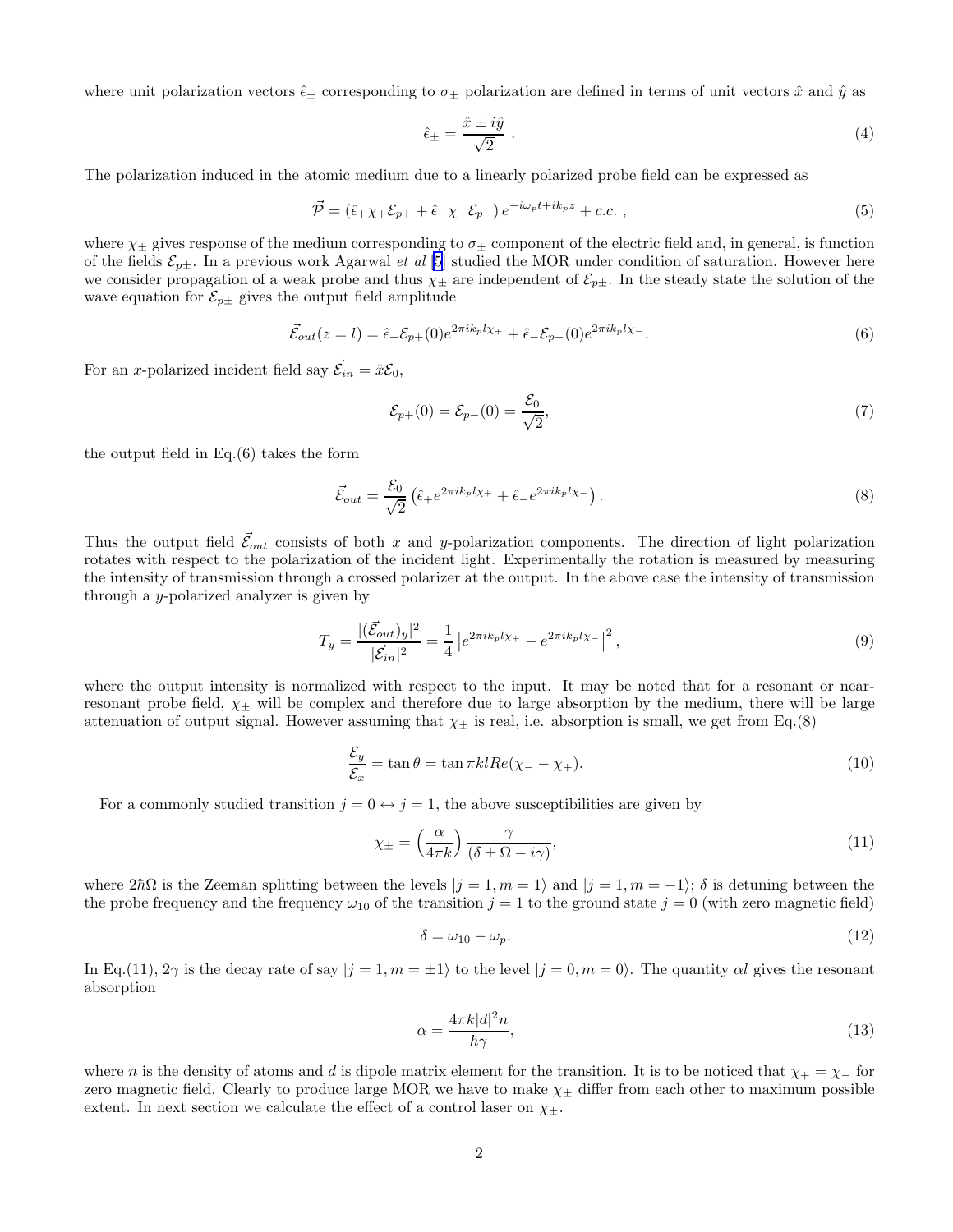where unit polarization vectors $\hat{\epsilon}_{\pm}$ corresponding to $\sigma_{\pm}$ polarization are defined in terms of unit vectors $\hat{x}$ and $\hat{y}$ as

$$\hat{\epsilon}_{\pm} = \frac{\hat{x} \pm i\hat{y}}{\sqrt{2}} \ . \tag{4}$$

The polarization induced in the atomic medium due to a linearly polarized probe field can be expressed as

$$\vec{\mathcal{P}} = \left(\hat{\epsilon}_{+}\chi_{+}\mathcal{E}_{p+} + \hat{\epsilon}_{-}\chi_{-}\mathcal{E}_{p-}\right) e^{-i\omega_p t + ik_p z} + c.c. \ , \tag{5}$$

where $\chi_{\pm}$ gives response of the medium corresponding to $\sigma_{\pm}$ component of the electric field and, in general, is function of the fields $\mathcal{E}_{p\pm}$. In a previous work Agarwal *et al* [5] studied the MOR under condition of saturation. However here we consider propagation of a weak probe and thus $\chi_{\pm}$ are independent of $\mathcal{E}_{p\pm}$. In the steady state the solution of the wave equation for $\mathcal{E}_{p\pm}$ gives the output field amplitude

$$\vec{\mathcal{E}}_{out}(z = l) = \hat{\epsilon}_{+}\mathcal{E}_{p+}(0)e^{2\pi i k_p l \chi_{+}} + \hat{\epsilon}_{-}\mathcal{E}_{p-}(0)e^{2\pi i k_p l \chi_{-}}. \tag{6}$$

For an $x$-polarized incident field say $\vec{\mathcal{E}}_{in} = \hat{x}\mathcal{E}_0$,

$$\mathcal{E}_{p+}(0) = \mathcal{E}_{p-}(0) = \frac{\mathcal{E}_0}{\sqrt{2}}, \tag{7}$$

the output field in Eq.(6) takes the form

$$\vec{\mathcal{E}}_{out} = \frac{\mathcal{E}_0}{\sqrt{2}}\left(\hat{\epsilon}_{+}e^{2\pi i k_p l \chi_{+}} + \hat{\epsilon}_{-}e^{2\pi i k_p l \chi_{-}}\right). \tag{8}$$

Thus the output field $\vec{\mathcal{E}}_{out}$ consists of both $x$ and $y$-polarization components. The direction of light polarization rotates with respect to the polarization of the incident light. Experimentally the rotation is measured by measuring the intensity of transmission through a crossed polarizer at the output. In the above case the intensity of transmission through a $y$-polarized analyzer is given by

$$T_y = \frac{|(\vec{\mathcal{E}}_{out})_y|^2}{|\vec{\mathcal{E}}_{in}|^2} = \frac{1}{4}\left|e^{2\pi i k_p l \chi_{+}} - e^{2\pi i k_p l \chi_{-}}\right|^2, \tag{9}$$

where the output intensity is normalized with respect to the input. It may be noted that for a resonant or near-resonant probe field, $\chi_{\pm}$ will be complex and therefore due to large absorption by the medium, there will be large attenuation of output signal. However assuming that $\chi_{\pm}$ is real, i.e. absorption is small, we get from Eq.(8)

$$\frac{\mathcal{E}_y}{\mathcal{E}_x} = \tan\theta = \tan \pi k l Re(\chi_{-} - \chi_{+}). \tag{10}$$

For a commonly studied transition $j = 0 \leftrightarrow j = 1$, the above susceptibilities are given by

$$\chi_{\pm} = \left(\frac{\alpha}{4\pi k}\right)\frac{\gamma}{(\delta \pm \Omega - i\gamma)}, \tag{11}$$

where $2\hbar\Omega$ is the Zeeman splitting between the levels $|j = 1, m = 1\rangle$ and $|j = 1, m = -1\rangle$; $\delta$ is detuning between the the probe frequency and the frequency $\omega_{10}$ of the transition $j = 1$ to the ground state $j = 0$ (with zero magnetic field)

$$\delta = \omega_{10} - \omega_p. \tag{12}$$

In Eq.(11), $2\gamma$ is the decay rate of say $|j = 1, m = \pm 1\rangle$ to the level $|j = 0, m = 0\rangle$. The quantity $\alpha l$ gives the resonant absorption

$$\alpha = \frac{4\pi k|d|^2 n}{\hbar\gamma}, \tag{13}$$

where $n$ is the density of atoms and $d$ is dipole matrix element for the transition. It is to be noticed that $\chi_{+} = \chi_{-}$ for zero magnetic field. Clearly to produce large MOR we have to make $\chi_{\pm}$ differ from each other to maximum possible extent. In next section we calculate the effect of a control laser on $\chi_{\pm}$.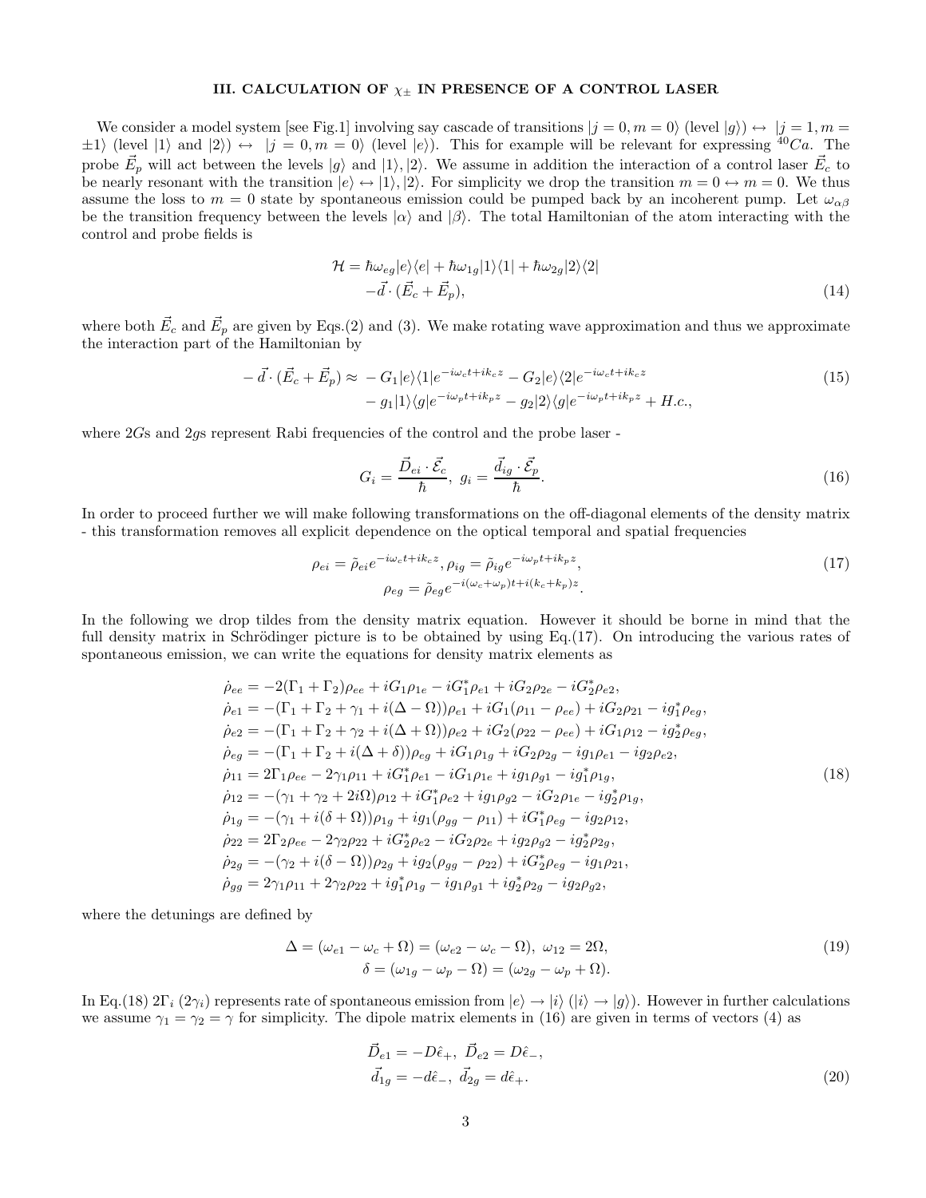### III. CALCULATION OF $\chi_\pm$ IN PRESENCE OF A CONTROL LASER

We consider a model system [see Fig.1] involving say cascade of transitions $|j=0,m=0\rangle$ (level $|g\rangle$) $\leftrightarrow$ $|j=1,m=\pm1\rangle$ (level $|1\rangle$ and $|2\rangle$) $\leftrightarrow$ $|j=0,m=0\rangle$ (level $|e\rangle$). This for example will be relevant for expressing $^{40}Ca$. The probe $\vec{E}_p$ will act between the levels $|g\rangle$ and $|1\rangle,|2\rangle$. We assume in addition the interaction of a control laser $\vec{E}_c$ to be nearly resonant with the transition $|e\rangle\leftrightarrow|1\rangle,|2\rangle$. For simplicity we drop the transition $m=0\leftrightarrow m=0$. We thus assume the loss to $m=0$ state by spontaneous emission could be pumped back by an incoherent pump. Let $\omega_{\alpha\beta}$ be the transition frequency between the levels $|\alpha\rangle$ and $|\beta\rangle$. The total Hamiltonian of the atom interacting with the control and probe fields is

$$
\begin{aligned}
\mathcal{H} &= \hbar\omega_{eg}|e\rangle\langle e| + \hbar\omega_{1g}|1\rangle\langle 1| + \hbar\omega_{2g}|2\rangle\langle 2| \\
&\quad -\vec{d}\cdot(\vec{E}_c+\vec{E}_p),
\end{aligned}
\tag{14}
$$

where both $\vec{E}_c$ and $\vec{E}_p$ are given by Eqs.(2) and (3). We make rotating wave approximation and thus we approximate the interaction part of the Hamiltonian by

$$
\begin{aligned}
-\vec{d}\cdot(\vec{E}_c+\vec{E}_p) \approx &-G_1|e\rangle\langle 1|e^{-i\omega_c t+ik_c z} - G_2|e\rangle\langle 2|e^{-i\omega_c t+ik_c z} \\
&- g_1|1\rangle\langle g|e^{-i\omega_p t+ik_p z} - g_2|2\rangle\langle g|e^{-i\omega_p t+ik_p z} + H.c.,
\end{aligned}
\tag{15}
$$

where $2G$s and $2g$s represent Rabi frequencies of the control and the probe laser -

$$
G_i = \frac{\vec{D}_{ei}\cdot\vec{\mathcal{E}}_c}{\hbar},\ g_i = \frac{\vec{d}_{ig}\cdot\vec{\mathcal{E}}_p}{\hbar}.
\tag{16}
$$

In order to proceed further we will make following transformations on the off-diagonal elements of the density matrix - this transformation removes all explicit dependence on the optical temporal and spatial frequencies

$$
\begin{aligned}
\rho_{ei} = \tilde{\rho}_{ei}e^{-i\omega_c t+ik_c z}&,\ \rho_{ig} = \tilde{\rho}_{ig}e^{-i\omega_p t+ik_p z}, \\
\rho_{eg} &= \tilde{\rho}_{eg}e^{-i(\omega_c+\omega_p)t+i(k_c+k_p)z}.
\end{aligned}
\tag{17}
$$

In the following we drop tildes from the density matrix equation. However it should be borne in mind that the full density matrix in Schrödinger picture is to be obtained by using Eq.(17). On introducing the various rates of spontaneous emission, we can write the equations for density matrix elements as

$$
\begin{aligned}
\dot{\rho}_{ee} &= -2(\Gamma_1+\Gamma_2)\rho_{ee} + iG_1\rho_{1e} - iG_1^*\rho_{e1} + iG_2\rho_{2e} - iG_2^*\rho_{e2}, \\
\dot{\rho}_{e1} &= -(\Gamma_1+\Gamma_2+\gamma_1+i(\Delta-\Omega))\rho_{e1} + iG_1(\rho_{11}-\rho_{ee}) + iG_2\rho_{21} - ig_1^*\rho_{eg}, \\
\dot{\rho}_{e2} &= -(\Gamma_1+\Gamma_2+\gamma_2+i(\Delta+\Omega))\rho_{e2} + iG_2(\rho_{22}-\rho_{ee}) + iG_1\rho_{12} - ig_2^*\rho_{eg}, \\
\dot{\rho}_{eg} &= -(\Gamma_1+\Gamma_2+i(\Delta+\delta))\rho_{eg} + iG_1\rho_{1g} + iG_2\rho_{2g} - ig_1\rho_{e1} - ig_2\rho_{e2}, \\
\dot{\rho}_{11} &= 2\Gamma_1\rho_{ee} - 2\gamma_1\rho_{11} + iG_1^*\rho_{e1} - iG_1\rho_{1e} + ig_1\rho_{g1} - ig_1^*\rho_{1g}, \\
\dot{\rho}_{12} &= -(\gamma_1+\gamma_2+2i\Omega)\rho_{12} + iG_1^*\rho_{e2} + ig_1\rho_{g2} - iG_2\rho_{1e} - ig_2^*\rho_{1g}, \\
\dot{\rho}_{1g} &= -(\gamma_1+i(\delta+\Omega))\rho_{1g} + ig_1(\rho_{gg}-\rho_{11}) + iG_1^*\rho_{eg} - ig_2\rho_{12}, \\
\dot{\rho}_{22} &= 2\Gamma_2\rho_{ee} - 2\gamma_2\rho_{22} + iG_2^*\rho_{e2} - iG_2\rho_{2e} + ig_2\rho_{g2} - ig_2^*\rho_{2g}, \\
\dot{\rho}_{2g} &= -(\gamma_2+i(\delta-\Omega))\rho_{2g} + ig_2(\rho_{gg}-\rho_{22}) + iG_2^*\rho_{eg} - ig_1\rho_{21}, \\
\dot{\rho}_{gg} &= 2\gamma_1\rho_{11} + 2\gamma_2\rho_{22} + ig_1^*\rho_{1g} - ig_1\rho_{g1} + ig_2^*\rho_{2g} - ig_2\rho_{g2},
\end{aligned}
\tag{18}
$$

where the detunings are defined by

$$
\begin{aligned}
\Delta = (\omega_{e1}-\omega_c+\Omega) &= (\omega_{e2}-\omega_c-\Omega),\ \omega_{12}=2\Omega, \\
\delta = (\omega_{1g}-\omega_p-\Omega) &= (\omega_{2g}-\omega_p+\Omega).
\end{aligned}
\tag{19}
$$

In Eq.(18) $2\Gamma_i$ $(2\gamma_i)$ represents rate of spontaneous emission from $|e\rangle\rightarrow|i\rangle$ ($|i\rangle\rightarrow|g\rangle$). However in further calculations we assume $\gamma_1=\gamma_2=\gamma$ for simplicity. The dipole matrix elements in (16) are given in terms of vectors (4) as

$$
\begin{aligned}
\vec{D}_{e1} &= -D\hat{\epsilon}_+,\ \vec{D}_{e2} = D\hat{\epsilon}_-, \\
\vec{d}_{1g} &= -d\hat{\epsilon}_-,\ \vec{d}_{2g} = d\hat{\epsilon}_+.
\end{aligned}
\tag{20}
$$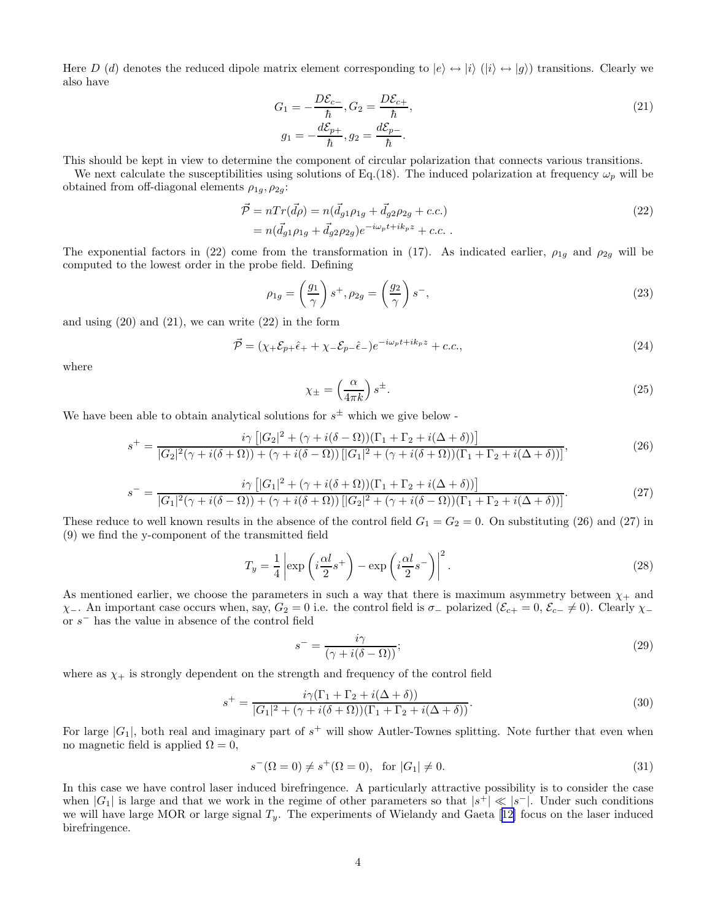Here $D$ ($d$) denotes the reduced dipole matrix element corresponding to $|e\rangle \leftrightarrow |i\rangle$ ($|i\rangle \leftrightarrow |g\rangle$) transitions. Clearly we also have

$$
\begin{aligned}
G_1 = -\frac{D\mathcal{E}_{c-}}{\hbar}, G_2 = \frac{D\mathcal{E}_{c+}}{\hbar}, \\
g_1 = -\frac{d\mathcal{E}_{p+}}{\hbar}, g_2 = \frac{d\mathcal{E}_{p-}}{\hbar}.
\end{aligned}
\tag{21}
$$

This should be kept in view to determine the component of circular polarization that connects various transitions.

We next calculate the susceptibilities using solutions of Eq.(18). The induced polarization at frequency $\omega_p$ will be obtained from off-diagonal elements $\rho_{1g}, \rho_{2g}$:

$$
\begin{aligned}
\vec{\mathcal{P}} &= nTr(\vec{d}\rho) = n(\vec{d}_{g1}\rho_{1g} + \vec{d}_{g2}\rho_{2g} + c.c.) \\
&= n(\vec{d}_{g1}\rho_{1g} + \vec{d}_{g2}\rho_{2g})e^{-i\omega_p t + ik_p z} + c.c. \ .
\end{aligned}
\tag{22}
$$

The exponential factors in (22) come from the transformation in (17). As indicated earlier, $\rho_{1g}$ and $\rho_{2g}$ will be computed to the lowest order in the probe field. Defining

$$
\rho_{1g} = \left(\frac{g_1}{\gamma}\right)s^+, \rho_{2g} = \left(\frac{g_2}{\gamma}\right)s^-, \tag{23}
$$

and using (20) and (21), we can write (22) in the form

$$
\vec{\mathcal{P}} = (\chi_+\mathcal{E}_{p+}\hat{\epsilon}_+ + \chi_-\mathcal{E}_{p-}\hat{\epsilon}_-)e^{-i\omega_p t + ik_p z} + c.c., \tag{24}
$$

where

$$
\chi_\pm = \left(\frac{\alpha}{4\pi k}\right)s^\pm. \tag{25}
$$

We have been able to obtain analytical solutions for $s^\pm$ which we give below -

$$
s^+ = \frac{i\gamma\left[|G_2|^2 + (\gamma + i(\delta - \Omega))(\Gamma_1 + \Gamma_2 + i(\Delta + \delta))\right]}{|G_2|^2(\gamma + i(\delta + \Omega)) + (\gamma + i(\delta - \Omega))\left[|G_1|^2 + (\gamma + i(\delta + \Omega))(\Gamma_1 + \Gamma_2 + i(\Delta + \delta))\right]}, \tag{26}
$$

$$
s^- = \frac{i\gamma\left[|G_1|^2 + (\gamma + i(\delta + \Omega))(\Gamma_1 + \Gamma_2 + i(\Delta + \delta))\right]}{|G_1|^2(\gamma + i(\delta - \Omega)) + (\gamma + i(\delta + \Omega))\left[|G_2|^2 + (\gamma + i(\delta - \Omega))(\Gamma_1 + \Gamma_2 + i(\Delta + \delta))\right]}. \tag{27}
$$

These reduce to well known results in the absence of the control field $G_1 = G_2 = 0$. On substituting (26) and (27) in (9) we find the y-component of the transmitted field

$$
T_y = \frac{1}{4}\left|\exp\left(i\frac{\alpha l}{2}s^+\right) - \exp\left(i\frac{\alpha l}{2}s^-\right)\right|^2. \tag{28}
$$

As mentioned earlier, we choose the parameters in such a way that there is maximum asymmetry between $\chi_+$ and $\chi_-$. An important case occurs when, say, $G_2 = 0$ i.e. the control field is $\sigma_-$ polarized ($\mathcal{E}_{c+} = 0$, $\mathcal{E}_{c-} \neq 0$). Clearly $\chi_-$ or $s^-$ has the value in absence of the control field

$$
s^- = \frac{i\gamma}{(\gamma + i(\delta - \Omega))}; \tag{29}
$$

where as $\chi_+$ is strongly dependent on the strength and frequency of the control field

$$
s^+ = \frac{i\gamma(\Gamma_1 + \Gamma_2 + i(\Delta + \delta))}{|G_1|^2 + (\gamma + i(\delta + \Omega))(\Gamma_1 + \Gamma_2 + i(\Delta + \delta))}. \tag{30}
$$

For large $|G_1|$, both real and imaginary part of $s^+$ will show Autler-Townes splitting. Note further that even when no magnetic field is applied $\Omega = 0$,

$$
s^-(\Omega = 0) \neq s^+(\Omega = 0), \quad \text{for } |G_1| \neq 0. \tag{31}
$$

In this case we have control laser induced birefringence. A particularly attractive possibility is to consider the case when $|G_1|$ is large and that we work in the regime of other parameters so that $|s^+| \ll |s^-|$. Under such conditions we will have large MOR or large signal $T_y$. The experiments of Wielandy and Gaeta [12] focus on the laser induced birefringence.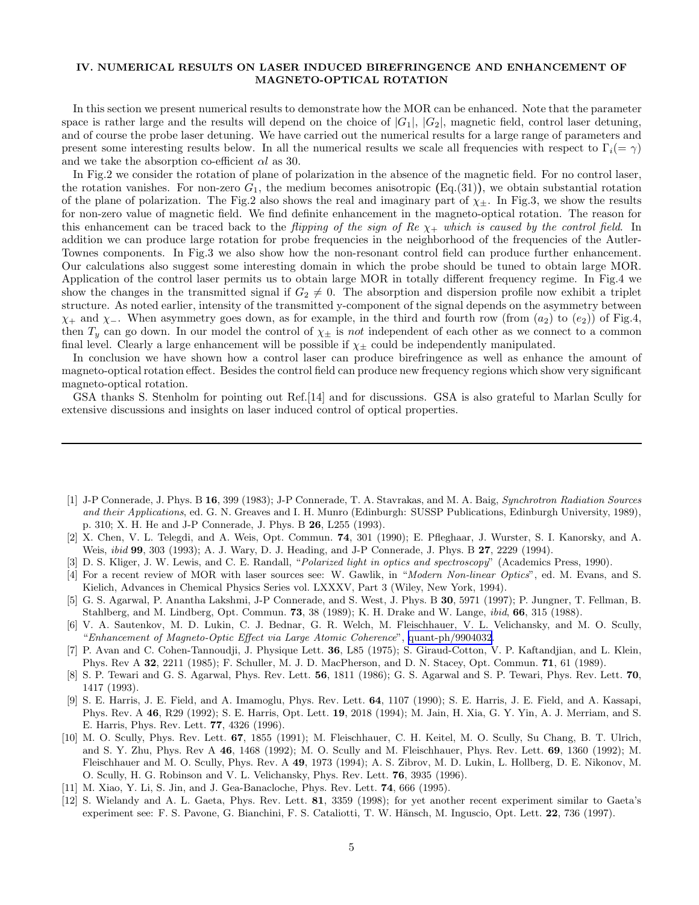## IV. NUMERICAL RESULTS ON LASER INDUCED BIREFRINGENCE AND ENHANCEMENT OF MAGNETO-OPTICAL ROTATION

In this section we present numerical results to demonstrate how the MOR can be enhanced. Note that the parameter space is rather large and the results will depend on the choice of $|G_1|$, $|G_2|$, magnetic field, control laser detuning, and of course the probe laser detuning. We have carried out the numerical results for a large range of parameters and present some interesting results below. In all the numerical results we scale all frequencies with respect to $\Gamma_i (= \gamma)$ and we take the absorption co-efficient $\alpha l$ as 30.

In Fig.2 we consider the rotation of plane of polarization in the absence of the magnetic field. For no control laser, the rotation vanishes. For non-zero $G_1$, the medium becomes anisotropic (Eq.(31)), we obtain substantial rotation of the plane of polarization. The Fig.2 also shows the real and imaginary part of $\chi_{\pm}$. In Fig.3, we show the results for non-zero value of magnetic field. We find definite enhancement in the magneto-optical rotation. The reason for this enhancement can be traced back to the *flipping of the sign of Re $\chi_+$ which is caused by the control field*. In addition we can produce large rotation for probe frequencies in the neighborhood of the frequencies of the Autler-Townes components. In Fig.3 we also show how the non-resonant control field can produce further enhancement. Our calculations also suggest some interesting domain in which the probe should be tuned to obtain large MOR. Application of the control laser permits us to obtain large MOR in totally different frequency regime. In Fig.4 we show the changes in the transmitted signal if $G_2 \neq 0$. The absorption and dispersion profile now exhibit a triplet structure. As noted earlier, intensity of the transmitted y-component of the signal depends on the asymmetry between $\chi_+$ and $\chi_-$. When asymmetry goes down, as for example, in the third and fourth row (from ($a_2$) to ($e_2$)) of Fig.4, then $T_y$ can go down. In our model the control of $\chi_{\pm}$ is *not* independent of each other as we connect to a common final level. Clearly a large enhancement will be possible if $\chi_{\pm}$ could be independently manipulated.

In conclusion we have shown how a control laser can produce birefringence as well as enhance the amount of magneto-optical rotation effect. Besides the control field can produce new frequency regions which show very significant magneto-optical rotation.

GSA thanks S. Stenholm for pointing out Ref.[14] and for discussions. GSA is also grateful to Marlan Scully for extensive discussions and insights on laser induced control of optical properties.

---

[1] J-P Connerade, J. Phys. B **16**, 399 (1983); J-P Connerade, T. A. Stavrakas, and M. A. Baig, *Synchrotron Radiation Sources and their Applications*, ed. G. N. Greaves and I. H. Munro (Edinburgh: SUSSP Publications, Edinburgh University, 1989), p. 310; X. H. He and J-P Connerade, J. Phys. B **26**, L255 (1993).

[2] X. Chen, V. L. Telegdi, and A. Weis, Opt. Commun. **74**, 301 (1990); E. Pfleghaar, J. Wurster, S. I. Kanorsky, and A. Weis, *ibid* **99**, 303 (1993); A. J. Wary, D. J. Heading, and J-P Connerade, J. Phys. B **27**, 2229 (1994).

[3] D. S. Kliger, J. W. Lewis, and C. E. Randall, "*Polarized light in optics and spectroscopy*" (Academics Press, 1990).

[4] For a recent review of MOR with laser sources see: W. Gawlik, in "*Modern Non-linear Optics*", ed. M. Evans, and S. Kielich, Advances in Chemical Physics Series vol. LXXXV, Part 3 (Wiley, New York, 1994).

[5] G. S. Agarwal, P. Anantha Lakshmi, J-P Connerade, and S. West, J. Phys. B **30**, 5971 (1997); P. Jungner, T. Fellman, B. Stahlberg, and M. Lindberg, Opt. Commun. **73**, 38 (1989); K. H. Drake and W. Lange, *ibid*, **66**, 315 (1988).

[6] V. A. Sautenkov, M. D. Lukin, C. J. Bednar, G. R. Welch, M. Fleischhauer, V. L. Velichansky, and M. O. Scully, "*Enhancement of Magneto-Optic Effect via Large Atomic Coherence*", quant-ph/9904032.

[7] P. Avan and C. Cohen-Tannoudji, J. Physique Lett. **36**, L85 (1975); S. Giraud-Cotton, V. P. Kaftandjian, and L. Klein, Phys. Rev A **32**, 2211 (1985); F. Schuller, M. J. D. MacPherson, and D. N. Stacey, Opt. Commun. **71**, 61 (1989).

[8] S. P. Tewari and G. S. Agarwal, Phys. Rev. Lett. **56**, 1811 (1986); G. S. Agarwal and S. P. Tewari, Phys. Rev. Lett. **70**, 1417 (1993).

[9] S. E. Harris, J. E. Field, and A. Imamoglu, Phys. Rev. Lett. **64**, 1107 (1990); S. E. Harris, J. E. Field, and A. Kassapi, Phys. Rev. A **46**, R29 (1992); S. E. Harris, Opt. Lett. **19**, 2018 (1994); M. Jain, H. Xia, G. Y. Yin, A. J. Merriam, and S. E. Harris, Phys. Rev. Lett. **77**, 4326 (1996).

[10] M. O. Scully, Phys. Rev. Lett. **67**, 1855 (1991); M. Fleischhauer, C. H. Keitel, M. O. Scully, Su Chang, B. T. Ulrich, and S. Y. Zhu, Phys. Rev A **46**, 1468 (1992); M. O. Scully and M. Fleischhauer, Phys. Rev. Lett. **69**, 1360 (1992); M. Fleischhauer and M. O. Scully, Phys. Rev. A **49**, 1973 (1994); A. S. Zibrov, M. D. Lukin, L. Hollberg, D. E. Nikonov, M. O. Scully, H. G. Robinson and V. L. Velichansky, Phys. Rev. Lett. **76**, 3935 (1996).

[11] M. Xiao, Y. Li, S. Jin, and J. Gea-Banacloche, Phys. Rev. Lett. **74**, 666 (1995).

[12] S. Wielandy and A. L. Gaeta, Phys. Rev. Lett. **81**, 3359 (1998); for yet another recent experiment similar to Gaeta's experiment see: F. S. Pavone, G. Bianchini, F. S. Cataliotti, T. W. Hänsch, M. Inguscio, Opt. Lett. **22**, 736 (1997).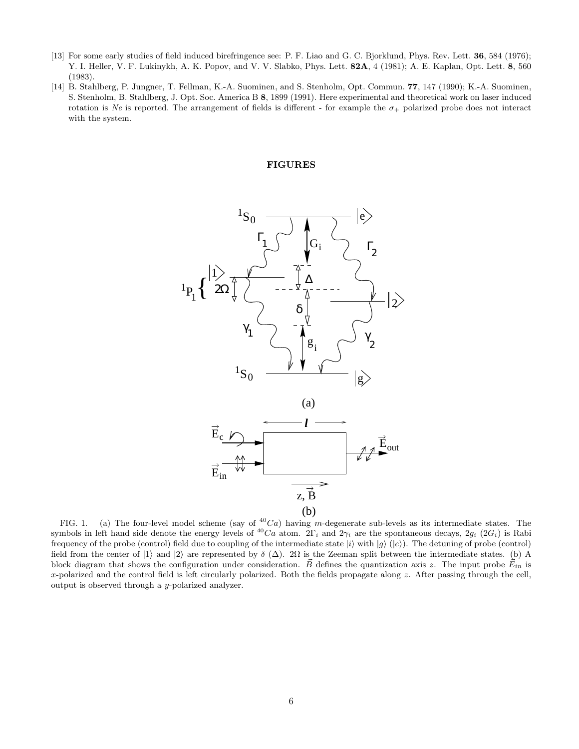[13] For some early studies of field induced birefringence see: P. F. Liao and G. C. Bjorklund, Phys. Rev. Lett. **36**, 584 (1976); Y. I. Heller, V. F. Lukinykh, A. K. Popov, and V. V. Slabko, Phys. Lett. **82A**, 4 (1981); A. E. Kaplan, Opt. Lett. **8**, 560 (1983).

[14] B. Stahlberg, P. Jungner, T. Fellman, K.-A. Suominen, and S. Stenholm, Opt. Commun. **77**, 147 (1990); K.-A. Suominen, S. Stenholm, B. Stahlberg, J. Opt. Soc. America B **8**, 1899 (1991). Here experimental and theoretical work on laser induced rotation is *Ne* is reported. The arrangement of fields is different - for example the $\sigma_+$ polarized probe does not interact with the system.

## FIGURES

FIG. 1. (a) The four-level model scheme (say of $^{40}Ca$) having $m$-degenerate sub-levels as its intermediate states. The symbols in left hand side denote the energy levels of $^{40}Ca$ atom. $2\Gamma_i$ and $2\gamma_i$ are the spontaneous decays, $2g_i$ ($2G_i$) is Rabi frequency of the probe (control) field due to coupling of the intermediate state $|i\rangle$ with $|g\rangle$ ($|e\rangle$). The detuning of probe (control) field from the center of $|1\rangle$ and $|2\rangle$ are represented by $\delta$ ($\Delta$). $2\Omega$ is the Zeeman split between the intermediate states. (b) A block diagram that shows the configuration under consideration. $\vec{B}$ defines the quantization axis $z$. The input probe $\vec{E}_{in}$ is $x$-polarized and the control field is left circularly polarized. Both the fields propagate along $z$. After passing through the cell, output is observed through a $y$-polarized analyzer.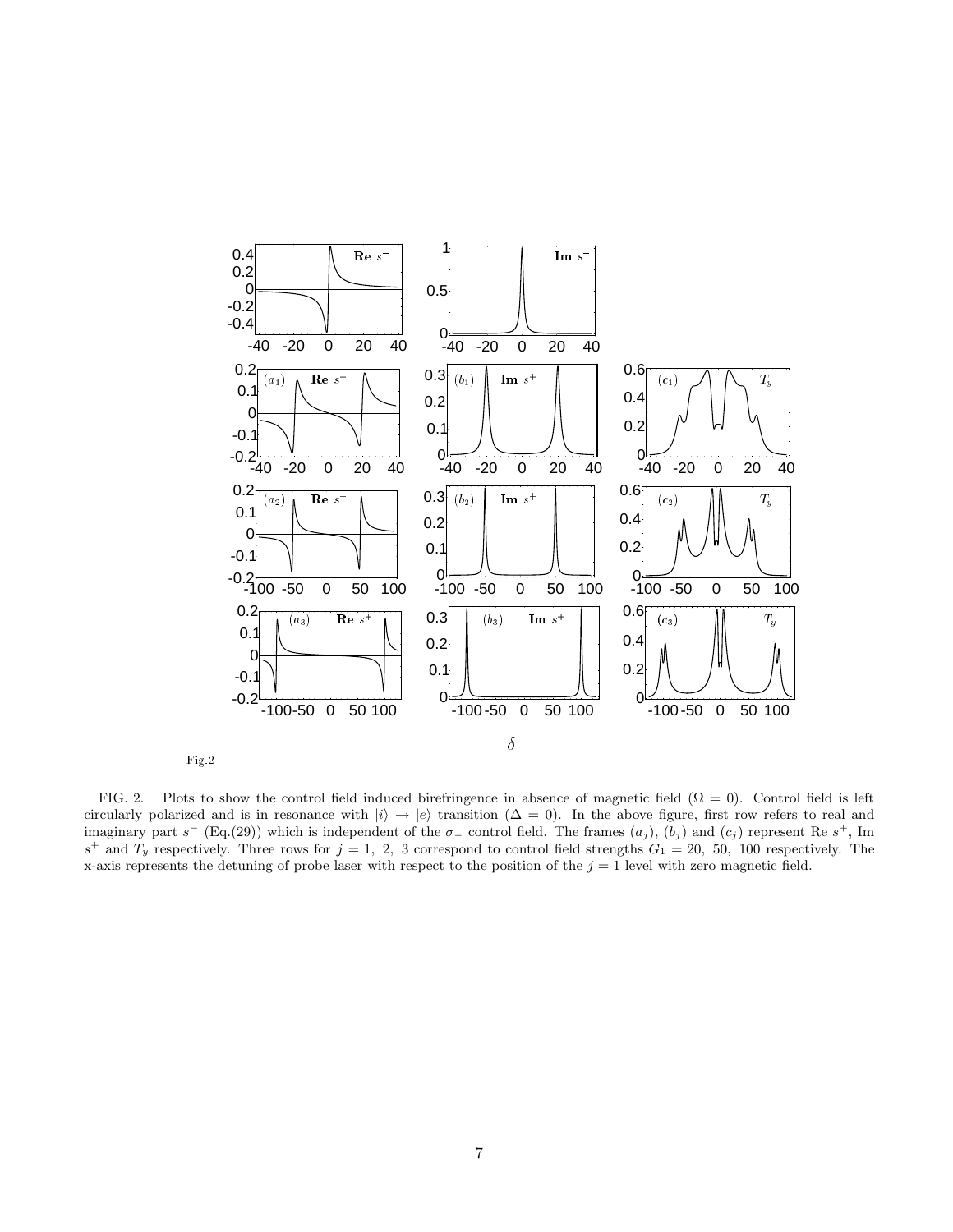Fig.2

FIG. 2. Plots to show the control field induced birefringence in absence of magnetic field ($\Omega = 0$). Control field is left circularly polarized and is in resonance with $|i\rangle \rightarrow |e\rangle$ transition ($\Delta = 0$). In the above figure, first row refers to real and imaginary part $s^-$ (Eq.(29)) which is independent of the $\sigma_-$ control field. The frames $(a_j)$, $(b_j)$ and $(c_j)$ represent Re $s^+$, Im $s^+$ and $T_y$ respectively. Three rows for $j = 1,\ 2,\ 3$ correspond to control field strengths $G_1 = 20,\ 50,\ 100$ respectively. The x-axis represents the detuning of probe laser with respect to the position of the $j = 1$ level with zero magnetic field.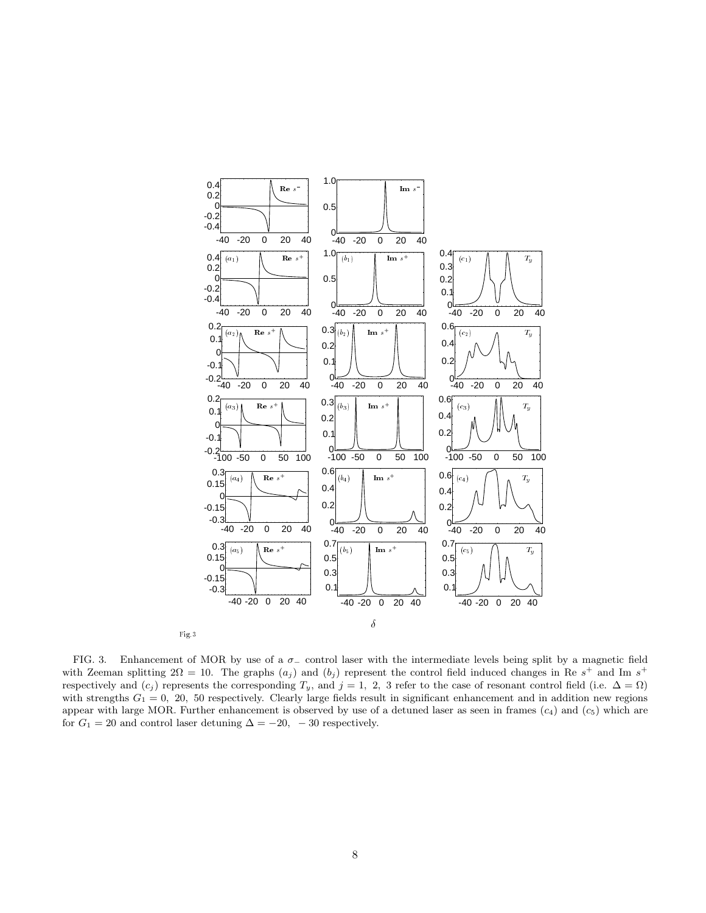Fig.3

FIG. 3. Enhancement of MOR by use of a $\sigma_-$ control laser with the intermediate levels being split by a magnetic field with Zeeman splitting $2\Omega = 10$. The graphs $(a_j)$ and $(b_j)$ represent the control field induced changes in Re $s^+$ and Im $s^+$ respectively and $(c_j)$ represents the corresponding $T_y$, and $j = 1,\ 2,\ 3$ refer to the case of resonant control field (i.e. $\Delta = \Omega$) with strengths $G_1 = 0,\ 20,\ 50$ respectively. Clearly large fields result in significant enhancement and in addition new regions appear with large MOR. Further enhancement is observed by use of a detuned laser as seen in frames $(c_4)$ and $(c_5)$ which are for $G_1 = 20$ and control laser detuning $\Delta = -20,\ -30$ respectively.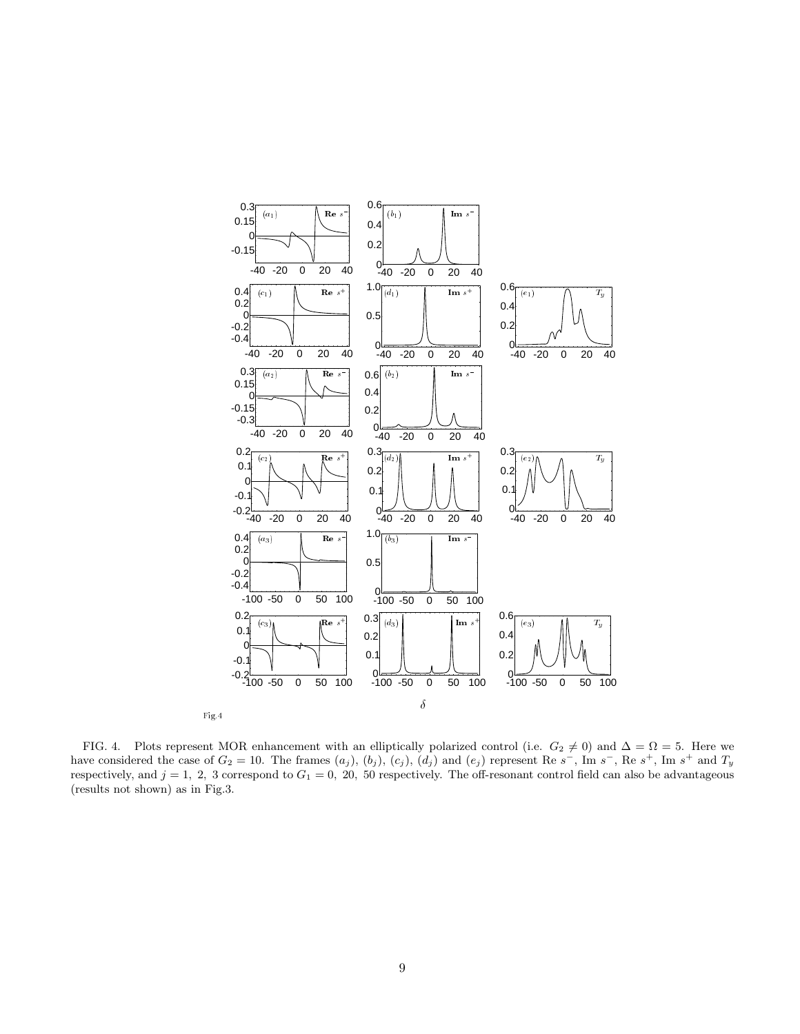(a1) Re $s^-$
0.3
0.15
0
-0.15
-40 -20 0 20 40

(b1) Im $s^-$
0.6
0.4
0.2
0
-40 -20 0 20 40

(c1) Re $s^+$
0.4
0.2
0
-0.2
-0.4
-40 -20 0 20 40

(d1) Im $s^+$
1.0
0.5
0
-40 -20 0 20 40

(e1) $T_y$
0.6
0.4
0.2
0
-40 -20 0 20 40

(a2) Re $s^-$
0.3
0.15
0
-0.15
-0.3
-40 -20 0 20 40

(b2) Im $s^-$
0.6
0.4
0.2
0
-40 -20 0 20 40

(c2) Re $s^+$
0.2
0.1
0
-0.1
-0.2
-40 -20 0 20 40

(d2) Im $s^+$
0.3
0.2
0.1
0
-40 -20 0 20 40

(e2) $T_y$
0.3
0.2
0.1
0
-40 -20 0 20 40

(a3) Re $s^-$
0.4
0.2
0
-0.2
-0.4
-100 -50 0 50 100

(b3) Im $s^-$
1.0
0.5
0
-100 -50 0 50 100

(c3) Re $s^+$
0.2
0.1
0
-0.1
-0.2
-100 -50 0 50 100

(d3) Im $s^+$
0.3
0.2
0.1
0
-100 -50 0 50 100

(e3) $T_y$
0.6
0.4
0.2
0
-100 -50 0 50 100

$\delta$

Fig.4

FIG. 4. Plots represent MOR enhancement with an elliptically polarized control (i.e. $G_2 \neq 0$) and $\Delta = \Omega = 5$. Here we have considered the case of $G_2 = 10$. The frames $(a_j)$, $(b_j)$, $(c_j)$, $(d_j)$ and $(e_j)$ represent Re $s^-$, Im $s^-$, Re $s^+$, Im $s^+$ and $T_y$ respectively, and $j = 1,\ 2,\ 3$ correspond to $G_1 = 0,\ 20,\ 50$ respectively. The off-resonant control field can also be advantageous (results not shown) as in Fig.3.